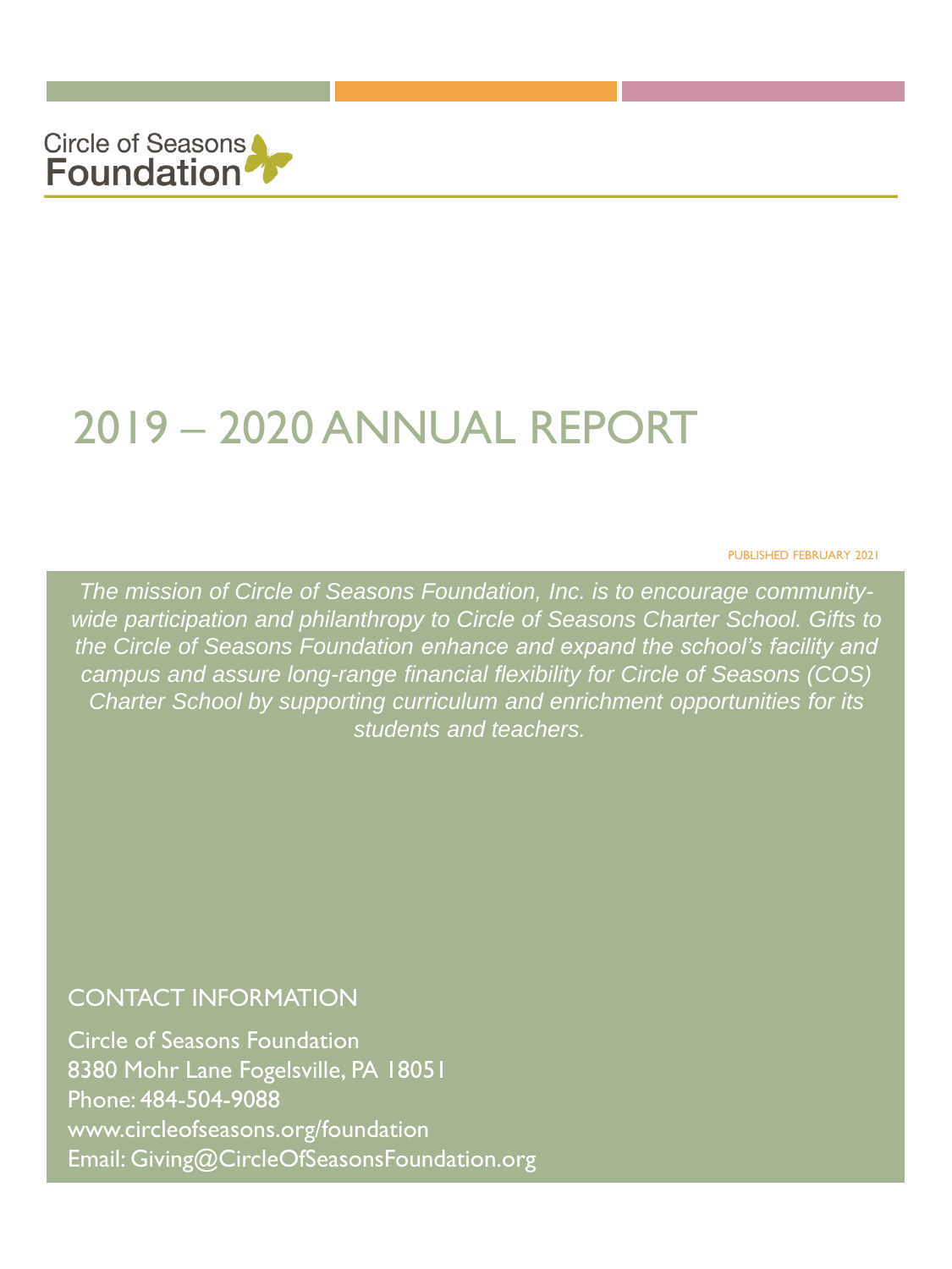Circle of Seasons Foundation

# 2019 – 2020 ANNUAL REPORT

PUBLISHED FEBRUARY 2021

*The mission of Circle of Seasons Foundation, Inc. is to encourage community-wide participation and philanthropy to Circle of Seasons Charter School. Gifts to the Circle of Seasons Foundation enhance and expand the school's facility and campus and assure long-range financial flexibility for Circle of Seasons (COS) Charter School by supporting curriculum and enrichment opportunities for its students and teachers.*

## CONTACT INFORMATION

Circle of Seasons Foundation
8380 Mohr Lane Fogelsville, PA 18051
Phone: 484-504-9088
www.circleofseasons.org/foundation
Email: Giving@CircleOfSeasonsFoundation.org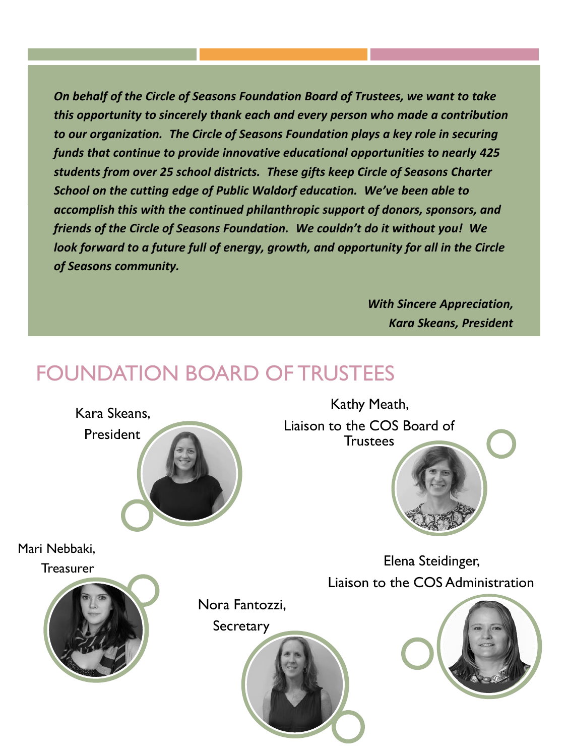***On behalf of the Circle of Seasons Foundation Board of Trustees, we want to take this opportunity to sincerely thank each and every person who made a contribution to our organization. The Circle of Seasons Foundation plays a key role in securing funds that continue to provide innovative educational opportunities to nearly 425 students from over 25 school districts. These gifts keep Circle of Seasons Charter School on the cutting edge of Public Waldorf education. We've been able to accomplish this with the continued philanthropic support of donors, sponsors, and friends of the Circle of Seasons Foundation. We couldn't do it without you! We look forward to a future full of energy, growth, and opportunity for all in the Circle of Seasons community.***

***With Sincere Appreciation,***
***Kara Skeans, President***

# FOUNDATION BOARD OF TRUSTEES

Kara Skeans,
President

Kathy Meath,
Liaison to the COS Board of Trustees

Mari Nebbaki,
Treasurer

Elena Steidinger,
Liaison to the COS Administration

Nora Fantozzi,
Secretary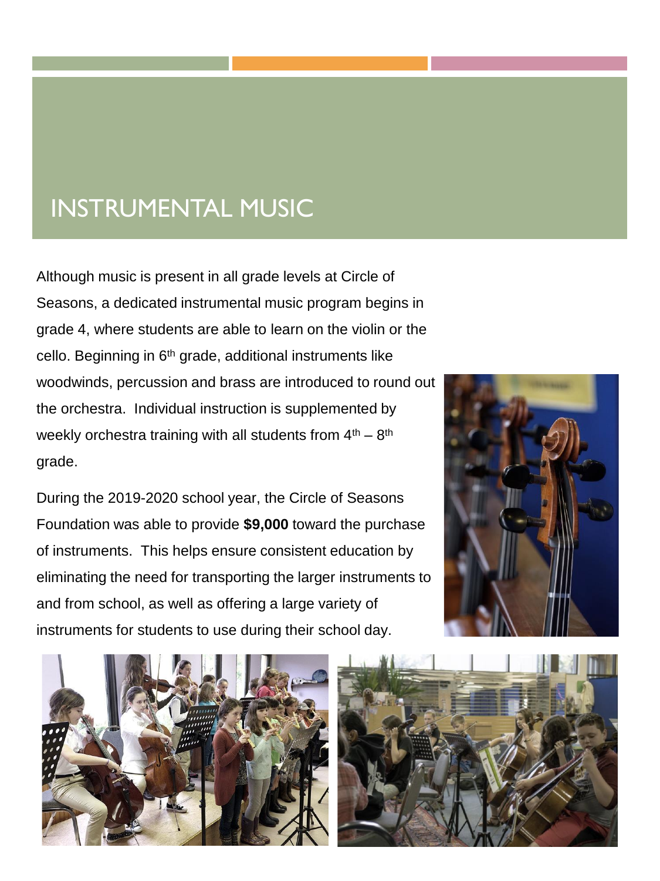# INSTRUMENTAL MUSIC

Although music is present in all grade levels at Circle of Seasons, a dedicated instrumental music program begins in grade 4, where students are able to learn on the violin or the cello. Beginning in 6th grade, additional instruments like woodwinds, percussion and brass are introduced to round out the orchestra. Individual instruction is supplemented by weekly orchestra training with all students from 4th – 8th grade.

During the 2019-2020 school year, the Circle of Seasons Foundation was able to provide **$9,000** toward the purchase of instruments. This helps ensure consistent education by eliminating the need for transporting the larger instruments to and from school, as well as offering a large variety of instruments for students to use during their school day.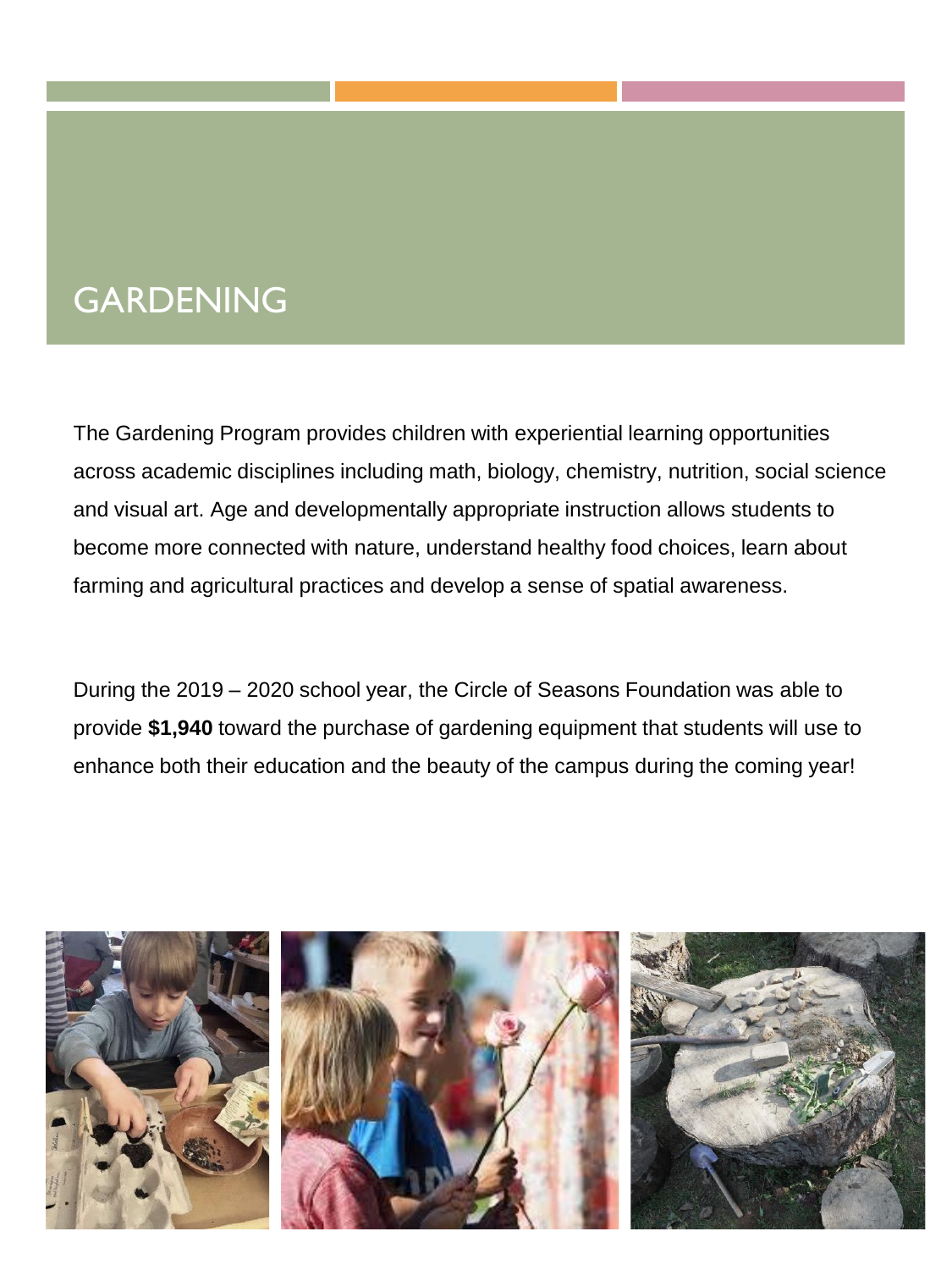# GARDENING

The Gardening Program provides children with experiential learning opportunities across academic disciplines including math, biology, chemistry, nutrition, social science and visual art. Age and developmentally appropriate instruction allows students to become more connected with nature, understand healthy food choices, learn about farming and agricultural practices and develop a sense of spatial awareness.

During the 2019 – 2020 school year, the Circle of Seasons Foundation was able to provide **$1,940** toward the purchase of gardening equipment that students will use to enhance both their education and the beauty of the campus during the coming year!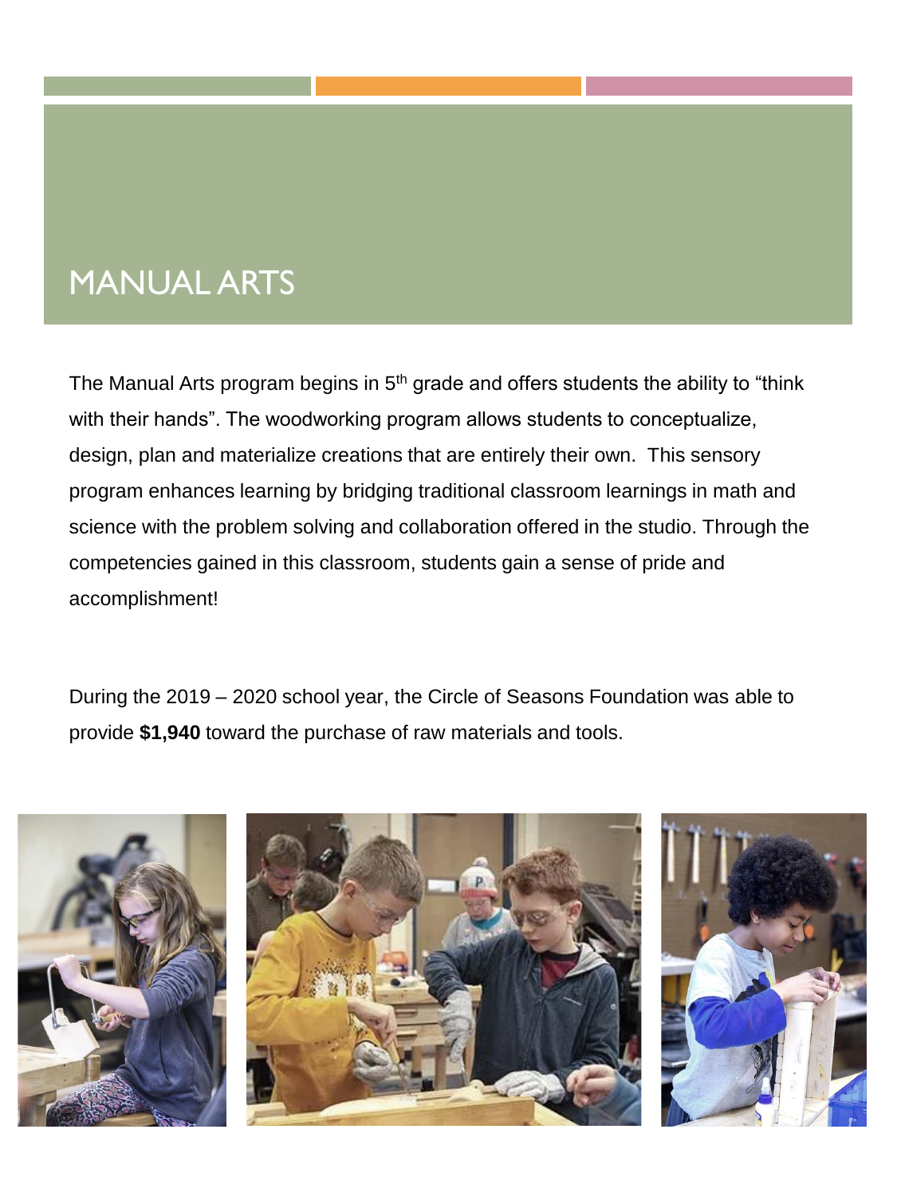# MANUAL ARTS

The Manual Arts program begins in 5th grade and offers students the ability to “think with their hands”. The woodworking program allows students to conceptualize, design, plan and materialize creations that are entirely their own. This sensory program enhances learning by bridging traditional classroom learnings in math and science with the problem solving and collaboration offered in the studio. Through the competencies gained in this classroom, students gain a sense of pride and accomplishment!

During the 2019 – 2020 school year, the Circle of Seasons Foundation was able to provide **$1,940** toward the purchase of raw materials and tools.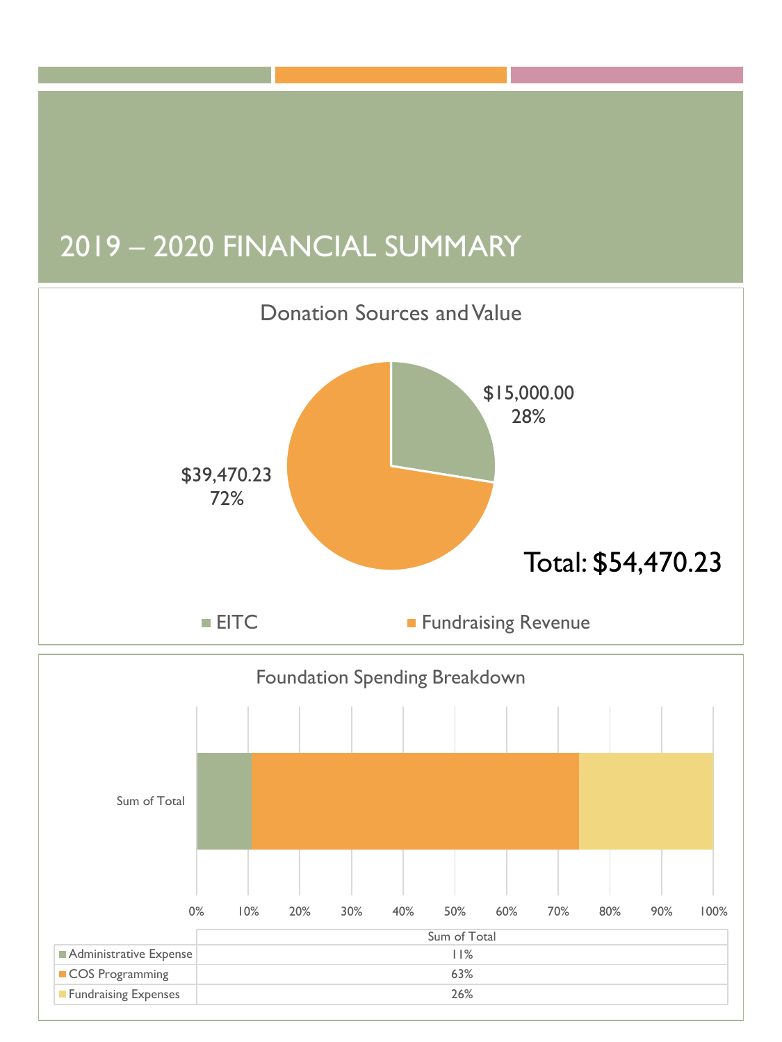# 2019 – 2020 FINANCIAL SUMMARY

## Donation Sources and Value

| Source | Value | Percentage |
|---|---|---|
| EITC | $15,000.00 | 28% |
| Fundraising Revenue | $39,470.23 | 72% |

**Total: $54,470.23**

## Foundation Spending Breakdown

| | Sum of Total |
|---|---|
| Administrative Expense | 11% |
| COS Programming | 63% |
| Fundraising Expenses | 26% |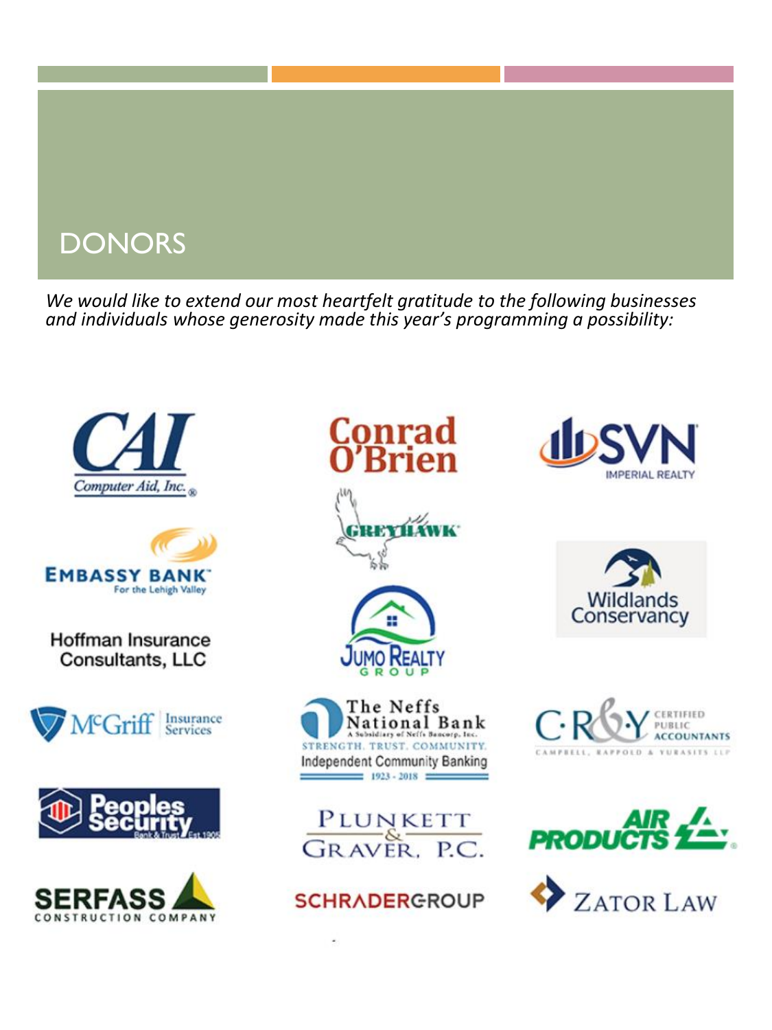# DONORS

*We would like to extend our most heartfelt gratitude to the following businesses and individuals whose generosity made this year's programming a possibility:*

CAI Computer Aid, Inc.

Conrad O'Brien

SVN Imperial Realty

Embassy Bank For the Lehigh Valley

Greyhawk

Wildlands Conservancy

Hoffman Insurance Consultants, LLC

Jumo Realty Group

McGriff Insurance Services

The Neffs National Bank — A Subsidiary of Neffs Bancorp, Inc. — Strength. Trust. Community. — Independent Community Banking — 1923 - 2018

C·R&Y Certified Public Accountants — Campbell, Rappold & Yurasits LLP

Peoples Security Bank & Trust Est. 1905

Plunkett & Graver, P.C.

Air Products

Serfass Construction Company

SchraderGroup

Zator Law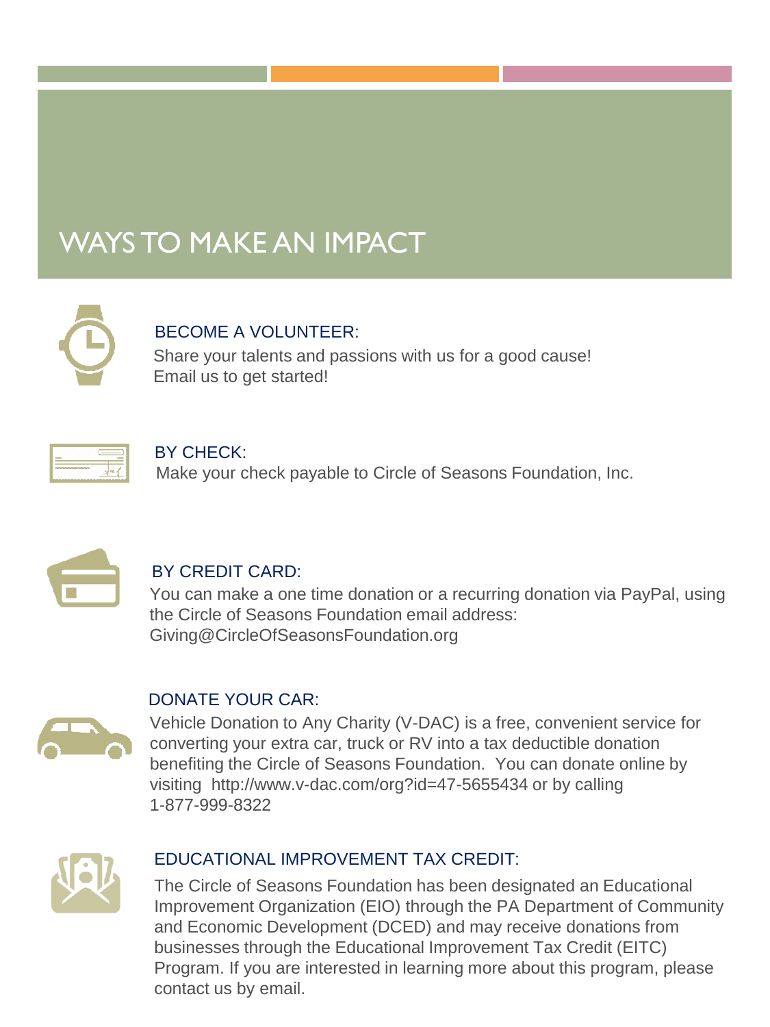# WAYS TO MAKE AN IMPACT

## BECOME A VOLUNTEER:

Share your talents and passions with us for a good cause!
Email us to get started!

## BY CHECK:

Make your check payable to Circle of Seasons Foundation, Inc.

## BY CREDIT CARD:

You can make a one time donation or a recurring donation via PayPal, using the Circle of Seasons Foundation email address: Giving@CircleOfSeasonsFoundation.org

## DONATE YOUR CAR:

Vehicle Donation to Any Charity (V-DAC) is a free, convenient service for converting your extra car, truck or RV into a tax deductible donation benefiting the Circle of Seasons Foundation. You can donate online by visiting http://www.v-dac.com/org?id=47-5655434 or by calling 1-877-999-8322

## EDUCATIONAL IMPROVEMENT TAX CREDIT:

The Circle of Seasons Foundation has been designated an Educational Improvement Organization (EIO) through the PA Department of Community and Economic Development (DCED) and may receive donations from businesses through the Educational Improvement Tax Credit (EITC) Program. If you are interested in learning more about this program, please contact us by email.